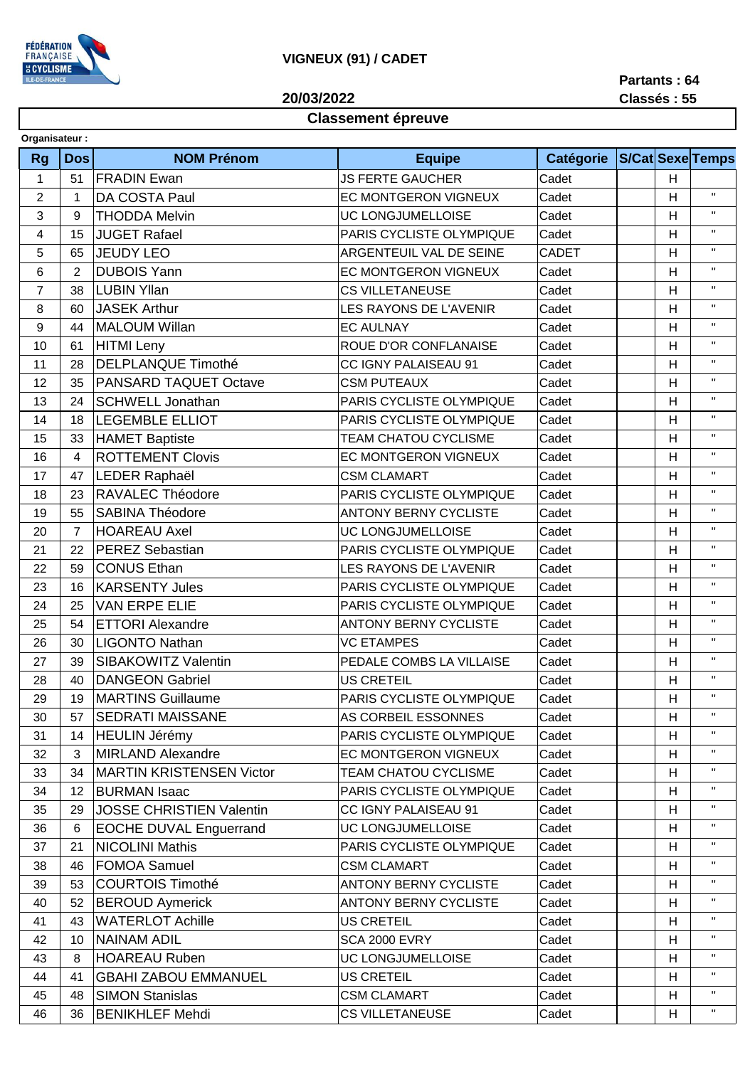FÉDÉRATION FRANÇAISE DE CYCLISME ILE-DE-FRANCE

# VIGNEUX (91) / CADET

**20/03/2022**

**Partants : 64**
**Classés : 55**

## Classement épreuve

**Organisateur :**

| Rg | Dos | NOM Prénom | Equipe | Catégorie | S/Cat | Sexe | Temps |
|---|---|---|---|---|---|---|---|
| 1 | 51 | FRADIN Ewan | JS FERTE GAUCHER | Cadet | | H | |
| 2 | 1 | DA COSTA Paul | EC MONTGERON VIGNEUX | Cadet | | H | " |
| 3 | 9 | THODDA Melvin | UC LONGJUMELLOISE | Cadet | | H | " |
| 4 | 15 | JUGET Rafael | PARIS CYCLISTE OLYMPIQUE | Cadet | | H | " |
| 5 | 65 | JEUDY LEO | ARGENTEUIL VAL DE SEINE | CADET | | H | " |
| 6 | 2 | DUBOIS Yann | EC MONTGERON VIGNEUX | Cadet | | H | " |
| 7 | 38 | LUBIN Yllan | CS VILLETANEUSE | Cadet | | H | " |
| 8 | 60 | JASEK Arthur | LES RAYONS DE L'AVENIR | Cadet | | H | " |
| 9 | 44 | MALOUM Willan | EC AULNAY | Cadet | | H | " |
| 10 | 61 | HITMI Leny | ROUE D'OR CONFLANAISE | Cadet | | H | " |
| 11 | 28 | DELPLANQUE Timothé | CC IGNY PALAISEAU 91 | Cadet | | H | " |
| 12 | 35 | PANSARD TAQUET Octave | CSM PUTEAUX | Cadet | | H | " |
| 13 | 24 | SCHWELL Jonathan | PARIS CYCLISTE OLYMPIQUE | Cadet | | H | " |
| 14 | 18 | LEGEMBLE ELLIOT | PARIS CYCLISTE OLYMPIQUE | Cadet | | H | " |
| 15 | 33 | HAMET Baptiste | TEAM CHATOU CYCLISME | Cadet | | H | " |
| 16 | 4 | ROTTEMENT Clovis | EC MONTGERON VIGNEUX | Cadet | | H | " |
| 17 | 47 | LEDER Raphaël | CSM CLAMART | Cadet | | H | " |
| 18 | 23 | RAVALEC Théodore | PARIS CYCLISTE OLYMPIQUE | Cadet | | H | " |
| 19 | 55 | SABINA Théodore | ANTONY BERNY CYCLISTE | Cadet | | H | " |
| 20 | 7 | HOAREAU Axel | UC LONGJUMELLOISE | Cadet | | H | " |
| 21 | 22 | PEREZ Sebastian | PARIS CYCLISTE OLYMPIQUE | Cadet | | H | " |
| 22 | 59 | CONUS Ethan | LES RAYONS DE L'AVENIR | Cadet | | H | " |
| 23 | 16 | KARSENTY Jules | PARIS CYCLISTE OLYMPIQUE | Cadet | | H | " |
| 24 | 25 | VAN ERPE ELIE | PARIS CYCLISTE OLYMPIQUE | Cadet | | H | " |
| 25 | 54 | ETTORI Alexandre | ANTONY BERNY CYCLISTE | Cadet | | H | " |
| 26 | 30 | LIGONTO Nathan | VC ETAMPES | Cadet | | H | " |
| 27 | 39 | SIBAKOWITZ Valentin | PEDALE COMBS LA VILLAISE | Cadet | | H | " |
| 28 | 40 | DANGEON Gabriel | US CRETEIL | Cadet | | H | " |
| 29 | 19 | MARTINS Guillaume | PARIS CYCLISTE OLYMPIQUE | Cadet | | H | " |
| 30 | 57 | SEDRATI MAISSANE | AS CORBEIL ESSONNES | Cadet | | H | " |
| 31 | 14 | HEULIN Jérémy | PARIS CYCLISTE OLYMPIQUE | Cadet | | H | " |
| 32 | 3 | MIRLAND Alexandre | EC MONTGERON VIGNEUX | Cadet | | H | " |
| 33 | 34 | MARTIN KRISTENSEN Victor | TEAM CHATOU CYCLISME | Cadet | | H | " |
| 34 | 12 | BURMAN Isaac | PARIS CYCLISTE OLYMPIQUE | Cadet | | H | " |
| 35 | 29 | JOSSE CHRISTIEN Valentin | CC IGNY PALAISEAU 91 | Cadet | | H | " |
| 36 | 6 | EOCHE DUVAL Enguerrand | UC LONGJUMELLOISE | Cadet | | H | " |
| 37 | 21 | NICOLINI Mathis | PARIS CYCLISTE OLYMPIQUE | Cadet | | H | " |
| 38 | 46 | FOMOA Samuel | CSM CLAMART | Cadet | | H | " |
| 39 | 53 | COURTOIS Timothé | ANTONY BERNY CYCLISTE | Cadet | | H | " |
| 40 | 52 | BEROUD Aymerick | ANTONY BERNY CYCLISTE | Cadet | | H | " |
| 41 | 43 | WATERLOT Achille | US CRETEIL | Cadet | | H | " |
| 42 | 10 | NAINAM ADIL | SCA 2000 EVRY | Cadet | | H | " |
| 43 | 8 | HOAREAU Ruben | UC LONGJUMELLOISE | Cadet | | H | " |
| 44 | 41 | GBAHI ZABOU EMMANUEL | US CRETEIL | Cadet | | H | " |
| 45 | 48 | SIMON Stanislas | CSM CLAMART | Cadet | | H | " |
| 46 | 36 | BENIKHLEF Mehdi | CS VILLETANEUSE | Cadet | | H | " |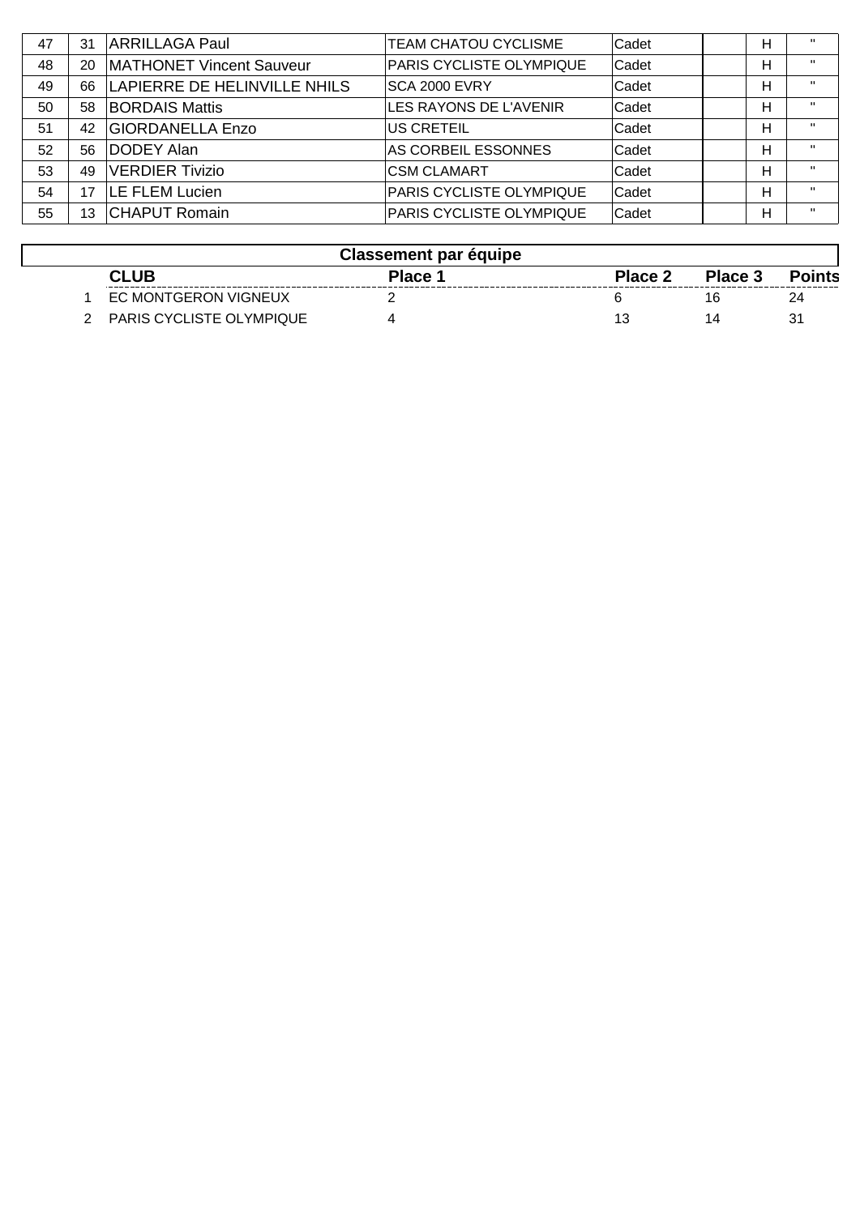| | | | | | | | |
|---|---|---|---|---|---|---|---|
| 47 | 31 | ARRILLAGA Paul | TEAM CHATOU CYCLISME | Cadet | | H | " |
| 48 | 20 | MATHONET Vincent Sauveur | PARIS CYCLISTE OLYMPIQUE | Cadet | | H | " |
| 49 | 66 | LAPIERRE DE HELINVILLE NHILS | SCA 2000 EVRY | Cadet | | H | " |
| 50 | 58 | BORDAIS Mattis | LES RAYONS DE L'AVENIR | Cadet | | H | " |
| 51 | 42 | GIORDANELLA Enzo | US CRETEIL | Cadet | | H | " |
| 52 | 56 | DODEY Alan | AS CORBEIL ESSONNES | Cadet | | H | " |
| 53 | 49 | VERDIER Tivizio | CSM CLAMART | Cadet | | H | " |
| 54 | 17 | LE FLEM Lucien | PARIS CYCLISTE OLYMPIQUE | Cadet | | H | " |
| 55 | 13 | CHAPUT Romain | PARIS CYCLISTE OLYMPIQUE | Cadet | | H | " |

## Classement par équipe

| | CLUB | Place 1 | Place 2 | Place 3 | Points |
|---|---|---|---|---|---|
| 1 | EC MONTGERON VIGNEUX | 2 | 6 | 16 | 24 |
| 2 | PARIS CYCLISTE OLYMPIQUE | 4 | 13 | 14 | 31 |